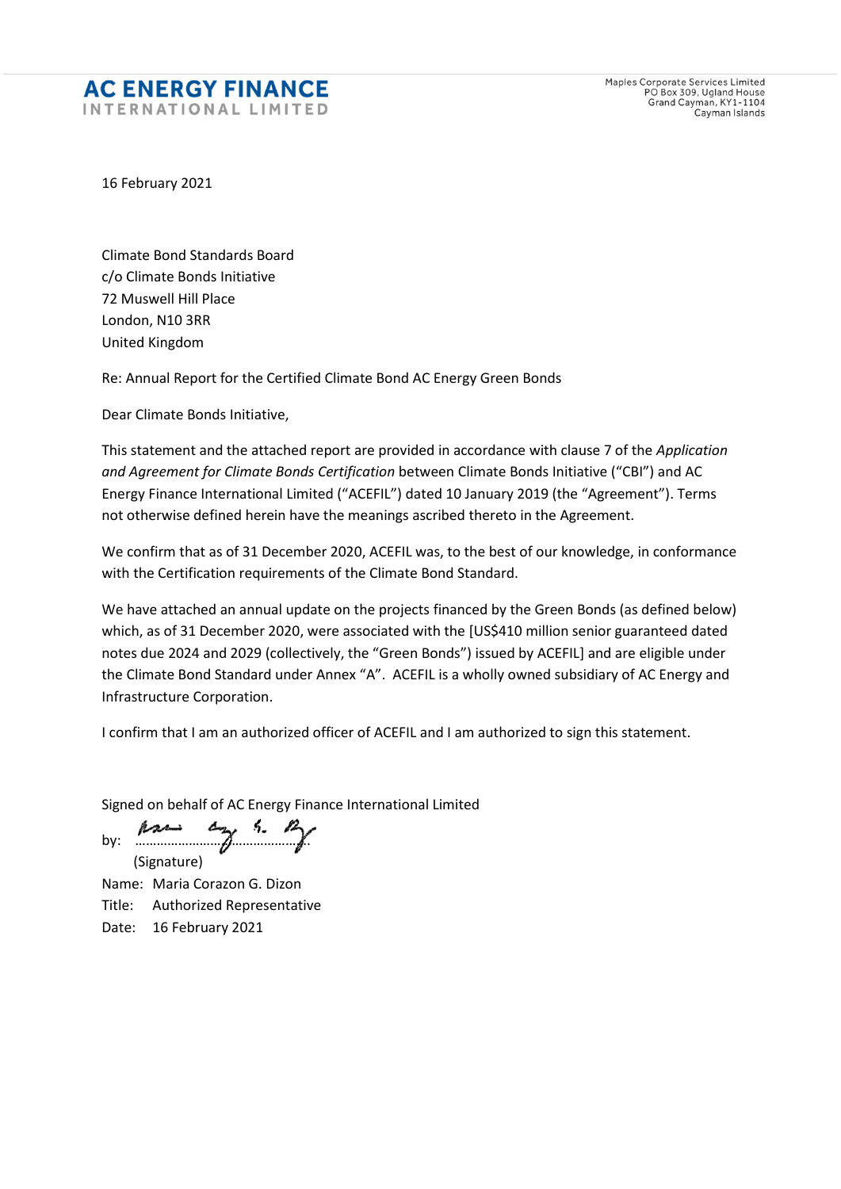**AC ENERGY FINANCE**
**INTERNATIONAL LIMITED**

Maples Corporate Services Limited
PO Box 309, Ugland House
Grand Cayman, KY1-1104
Cayman Islands

16 February 2021

Climate Bond Standards Board
c/o Climate Bonds Initiative
72 Muswell Hill Place
London, N10 3RR
United Kingdom

Re: Annual Report for the Certified Climate Bond AC Energy Green Bonds

Dear Climate Bonds Initiative,

This statement and the attached report are provided in accordance with clause 7 of the *Application and Agreement for Climate Bonds Certification* between Climate Bonds Initiative ("CBI") and AC Energy Finance International Limited ("ACEFIL") dated 10 January 2019 (the "Agreement"). Terms not otherwise defined herein have the meanings ascribed thereto in the Agreement.

We confirm that as of 31 December 2020, ACEFIL was, to the best of our knowledge, in conformance with the Certification requirements of the Climate Bond Standard.

We have attached an annual update on the projects financed by the Green Bonds (as defined below) which, as of 31 December 2020, were associated with the [US$410 million senior guaranteed dated notes due 2024 and 2029 (collectively, the "Green Bonds") issued by ACEFIL] and are eligible under the Climate Bond Standard under Annex "A". ACEFIL is a wholly owned subsidiary of AC Energy and Infrastructure Corporation.

I confirm that I am an authorized officer of ACEFIL and I am authorized to sign this statement.

Signed on behalf of AC Energy Finance International Limited

by: ………………………………………
(Signature)

Name: Maria Corazon G. Dizon
Title: Authorized Representative
Date: 16 February 2021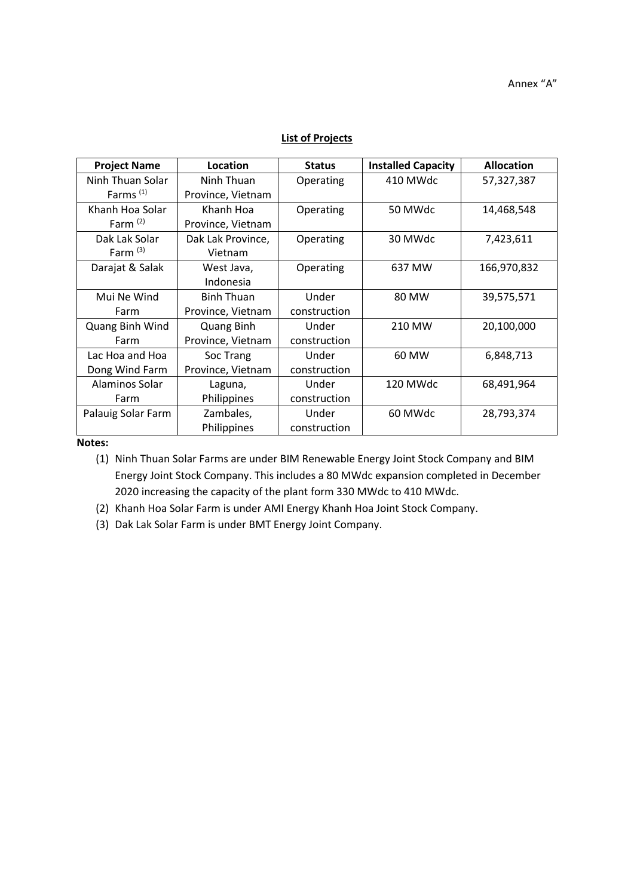Annex "A"

**List of Projects**

| Project Name | Location | Status | Installed Capacity | Allocation |
|---|---|---|---|---|
| Ninh Thuan Solar Farms [(1)] | Ninh Thuan Province, Vietnam | Operating | 410 MWdc | 57,327,387 |
| Khanh Hoa Solar Farm [(2)] | Khanh Hoa Province, Vietnam | Operating | 50 MWdc | 14,468,548 |
| Dak Lak Solar Farm [(3)] | Dak Lak Province, Vietnam | Operating | 30 MWdc | 7,423,611 |
| Darajat & Salak | West Java, Indonesia | Operating | 637 MW | 166,970,832 |
| Mui Ne Wind Farm | Binh Thuan Province, Vietnam | Under construction | 80 MW | 39,575,571 |
| Quang Binh Wind Farm | Quang Binh Province, Vietnam | Under construction | 210 MW | 20,100,000 |
| Lac Hoa and Hoa Dong Wind Farm | Soc Trang Province, Vietnam | Under construction | 60 MW | 6,848,713 |
| Alaminos Solar Farm | Laguna, Philippines | Under construction | 120 MWdc | 68,491,964 |
| Palauig Solar Farm | Zambales, Philippines | Under construction | 60 MWdc | 28,793,374 |

**Notes:**

(1) Ninh Thuan Solar Farms are under BIM Renewable Energy Joint Stock Company and BIM Energy Joint Stock Company. This includes a 80 MWdc expansion completed in December 2020 increasing the capacity of the plant form 330 MWdc to 410 MWdc.

(2) Khanh Hoa Solar Farm is under AMI Energy Khanh Hoa Joint Stock Company.

(3) Dak Lak Solar Farm is under BMT Energy Joint Company.